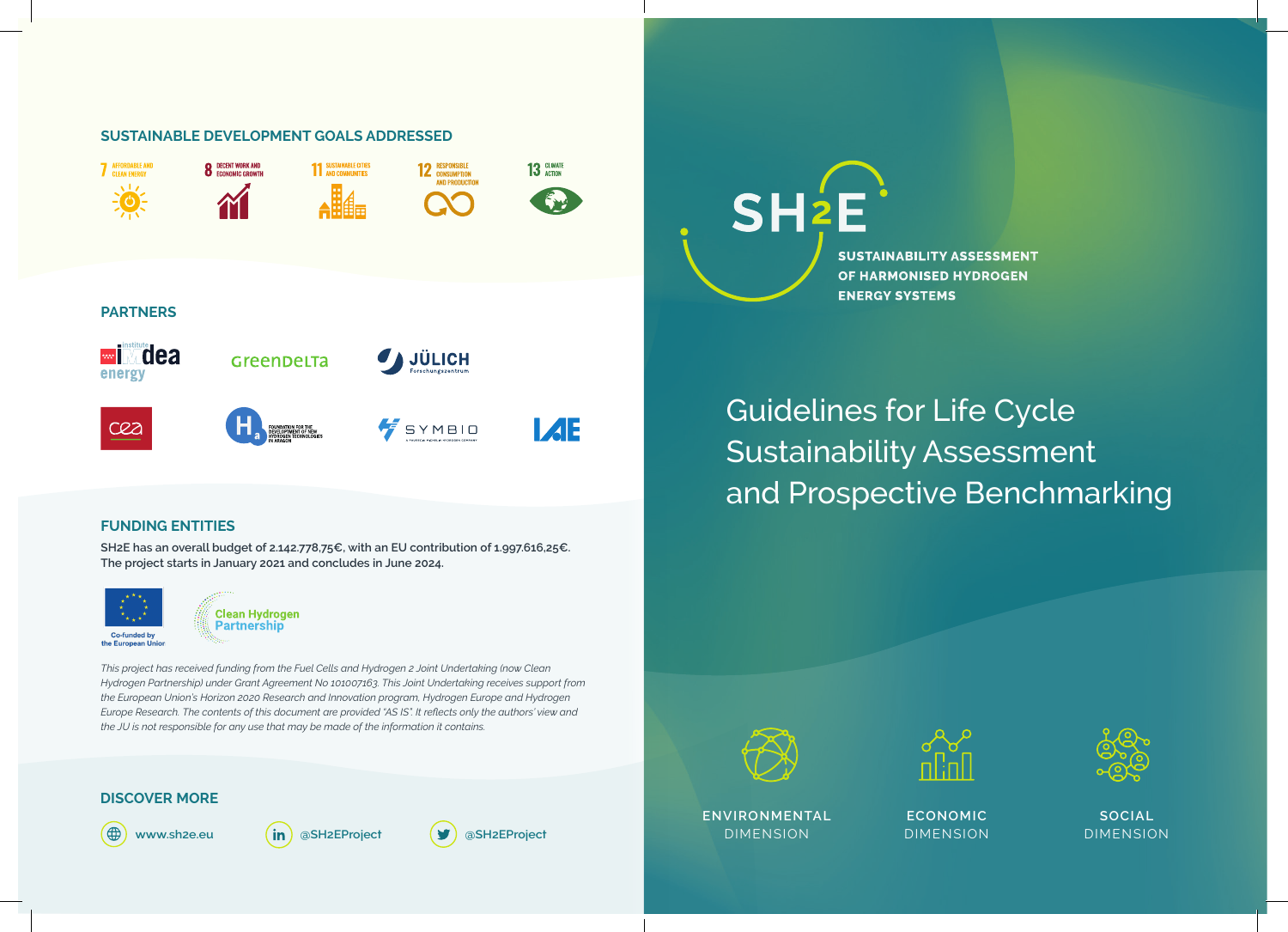## SUSTAINABLE DEVELOPMENT GOALS ADDRESSED

7 AFFORDABLE AND CLEAN ENERGY

8 DECENT WORK AND ECONOMIC GROWTH

11 SUSTAINABLE CITIES AND COMMUNITIES

12 RESPONSIBLE CONSUMPTION AND PRODUCTION

13 CLIMATE ACTION

## PARTNERS

imdea energy

GreenDelta

JÜLICH Forschungszentrum

cea

Foundation for the Development of New Hydrogen Technologies in Aragon

SYMBIO

IAE

## FUNDING ENTITIES

SH2E has an overall budget of 2.142.778,75€, with an EU contribution of 1.997.616,25€. The project starts in January 2021 and concludes in June 2024.

Co-funded by the European Union

Clean Hydrogen Partnership

*This project has received funding from the Fuel Cells and Hydrogen 2 Joint Undertaking (now Clean Hydrogen Partnership) under Grant Agreement No 101007163. This Joint Undertaking receives support from the European Union's Horizon 2020 Research and Innovation program, Hydrogen Europe and Hydrogen Europe Research. The contents of this document are provided "AS IS". It reflects only the authors' view and the JU is not responsible for any use that may be made of the information it contains.*

## DISCOVER MORE

www.sh2e.eu

@SH2EProject

@SH2EProject

# SH2E

**SUSTAINABILITY ASSESSMENT OF HARMONISED HYDROGEN ENERGY SYSTEMS**

# Guidelines for Life Cycle Sustainability Assessment and Prospective Benchmarking

ENVIRONMENTAL DIMENSION

ECONOMIC DIMENSION

SOCIAL DIMENSION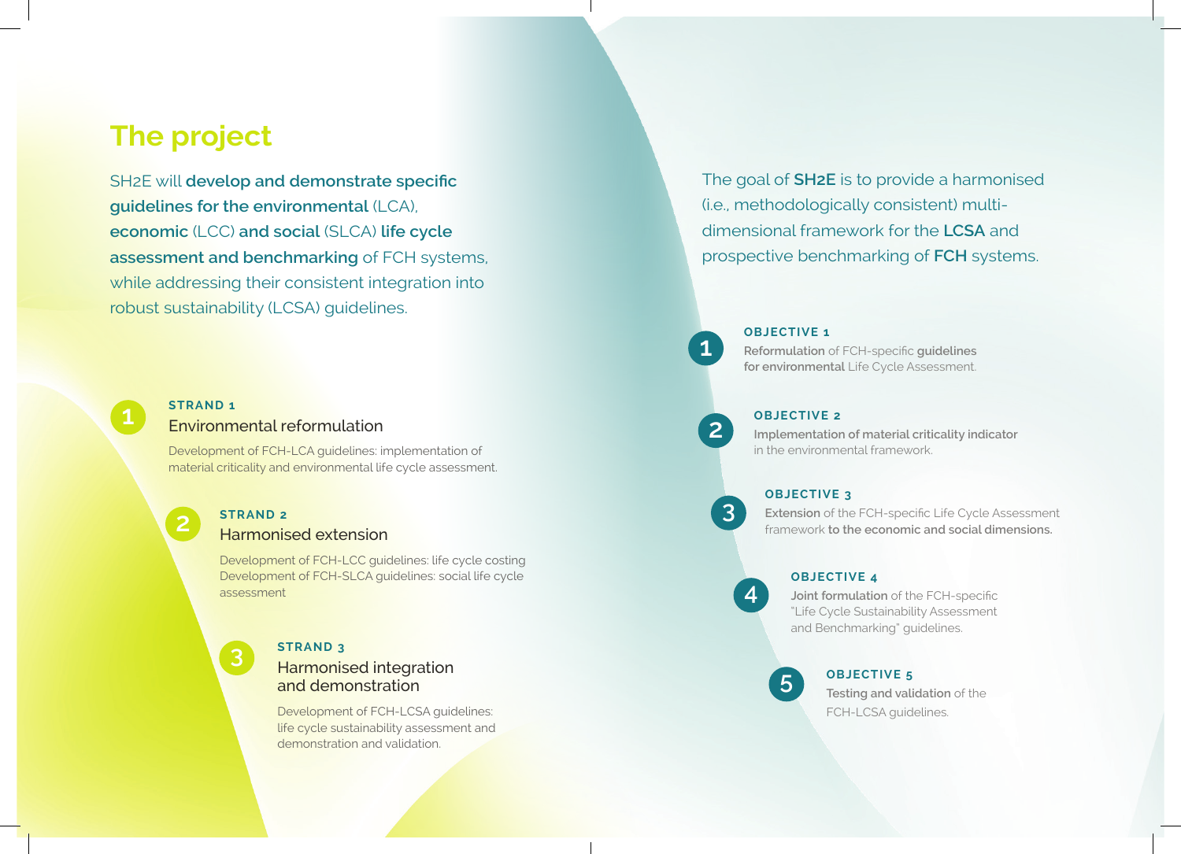# The project

SH2E will **develop and demonstrate specific guidelines for the environmental** (LCA), **economic** (LCC) **and social** (SLCA) **life cycle assessment and benchmarking** of FCH systems, while addressing their consistent integration into robust sustainability (LCSA) guidelines.

## STRAND 1

### Environmental reformulation

Development of FCH-LCA guidelines: implementation of material criticality and environmental life cycle assessment.

## STRAND 2

### Harmonised extension

Development of FCH-LCC guidelines: life cycle costing
Development of FCH-SLCA guidelines: social life cycle assessment

## STRAND 3

### Harmonised integration and demonstration

Development of FCH-LCSA guidelines: life cycle sustainability assessment and demonstration and validation.

The goal of **SH2E** is to provide a harmonised (i.e., methodologically consistent) multi-dimensional framework for the **LCSA** and prospective benchmarking of **FCH** systems.

## OBJECTIVE 1

**Reformulation** of FCH-specific **guidelines for environmental** Life Cycle Assessment.

## OBJECTIVE 2

**Implementation of material criticality indicator** in the environmental framework.

## OBJECTIVE 3

**Extension** of the FCH-specific Life Cycle Assessment framework **to the economic and social dimensions.**

## OBJECTIVE 4

**Joint formulation** of the FCH-specific "Life Cycle Sustainability Assessment and Benchmarking" guidelines.

## OBJECTIVE 5

**Testing and validation** of the FCH-LCSA guidelines.